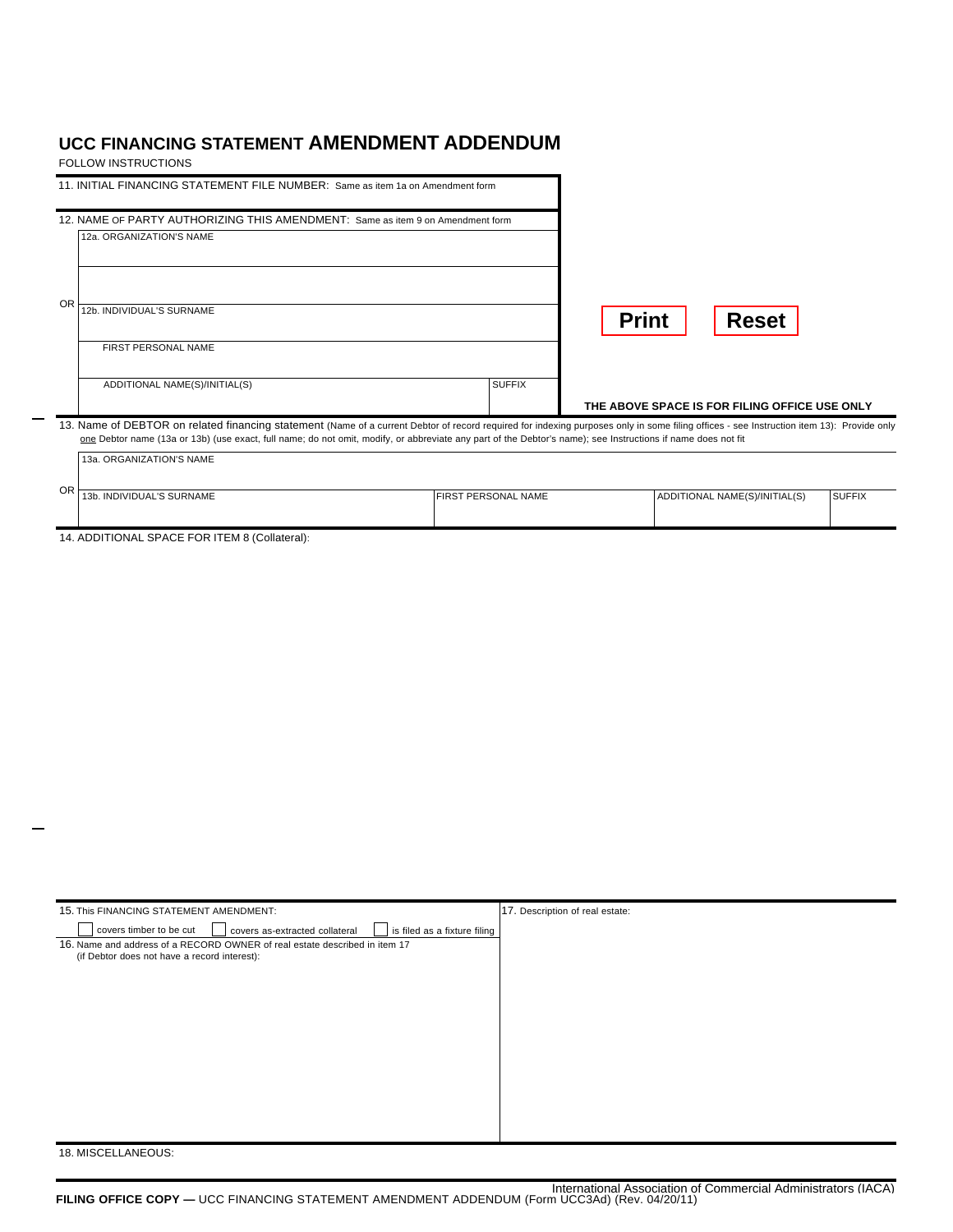# UCC FINANCING STATEMENT AMENDMENT ADDENDUM

FOLLOW INSTRUCTIONS

11. INITIAL FINANCING STATEMENT FILE NUMBER: Same as item 1a on Amendment form

12. NAME OF PARTY AUTHORIZING THIS AMENDMENT: Same as item 9 on Amendment form

| 12a. ORGANIZATION'S NAME | |
|---|---|
| OR 12b. INDIVIDUAL'S SURNAME | |
| FIRST PERSONAL NAME | |
| ADDITIONAL NAME(S)/INITIAL(S) | SUFFIX |

Print | Reset

THE ABOVE SPACE IS FOR FILING OFFICE USE ONLY

13. Name of DEBTOR on related financing statement (Name of a current Debtor of record required for indexing purposes only in some filing offices - see Instruction item 13): Provide only one Debtor name (13a or 13b) (use exact, full name; do not omit, modify, or abbreviate any part of the Debtor's name); see Instructions if name does not fit

| 13a. ORGANIZATION'S NAME | | | |
|---|---|---|---|
| OR 13b. INDIVIDUAL'S SURNAME | FIRST PERSONAL NAME | ADDITIONAL NAME(S)/INITIAL(S) | SUFFIX |

14. ADDITIONAL SPACE FOR ITEM 8 (Collateral):

15. This FINANCING STATEMENT AMENDMENT:

☐ covers timber to be cut ☐ covers as-extracted collateral ☐ is filed as a fixture filing

16. Name and address of a RECORD OWNER of real estate described in item 17 (if Debtor does not have a record interest):

17. Description of real estate:

18. MISCELLANEOUS:

International Association of Commercial Administrators (IACA)

**FILING OFFICE COPY —** UCC FINANCING STATEMENT AMENDMENT ADDENDUM (Form UCC3Ad) (Rev. 04/20/11)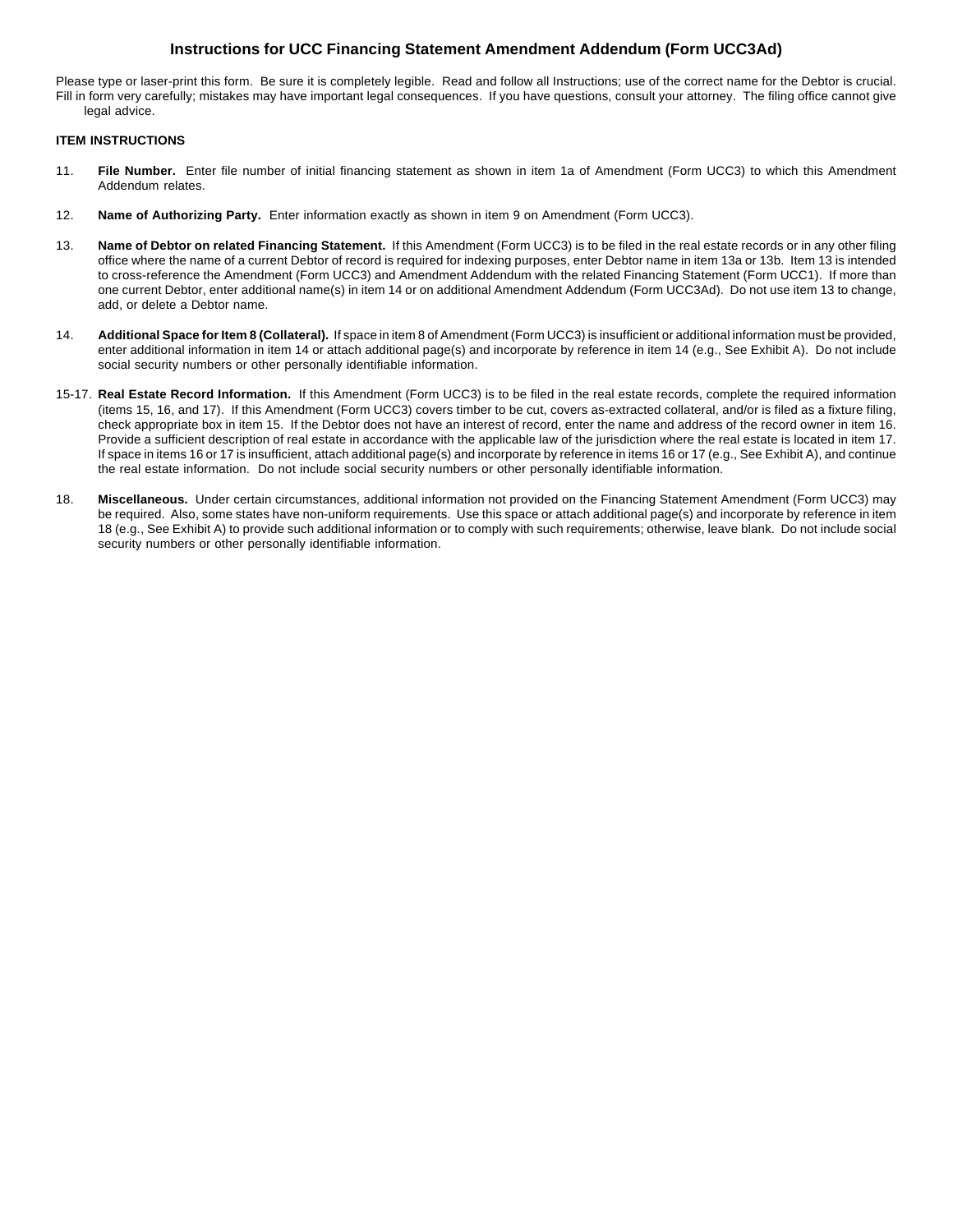## Instructions for UCC Financing Statement Amendment Addendum (Form UCC3Ad)

Please type or laser-print this form. Be sure it is completely legible. Read and follow all Instructions; use of the correct name for the Debtor is crucial. Fill in form very carefully; mistakes may have important legal consequences. If you have questions, consult your attorney. The filing office cannot give legal advice.

**ITEM INSTRUCTIONS**

11. **File Number.** Enter file number of initial financing statement as shown in item 1a of Amendment (Form UCC3) to which this Amendment Addendum relates.

12. **Name of Authorizing Party.** Enter information exactly as shown in item 9 on Amendment (Form UCC3).

13. **Name of Debtor on related Financing Statement.** If this Amendment (Form UCC3) is to be filed in the real estate records or in any other filing office where the name of a current Debtor of record is required for indexing purposes, enter Debtor name in item 13a or 13b. Item 13 is intended to cross-reference the Amendment (Form UCC3) and Amendment Addendum with the related Financing Statement (Form UCC1). If more than one current Debtor, enter additional name(s) in item 14 or on additional Amendment Addendum (Form UCC3Ad). Do not use item 13 to change, add, or delete a Debtor name.

14. **Additional Space for Item 8 (Collateral).** If space in item 8 of Amendment (Form UCC3) is insufficient or additional information must be provided, enter additional information in item 14 or attach additional page(s) and incorporate by reference in item 14 (e.g., See Exhibit A). Do not include social security numbers or other personally identifiable information.

15-17. **Real Estate Record Information.** If this Amendment (Form UCC3) is to be filed in the real estate records, complete the required information (items 15, 16, and 17). If this Amendment (Form UCC3) covers timber to be cut, covers as-extracted collateral, and/or is filed as a fixture filing, check appropriate box in item 15. If the Debtor does not have an interest of record, enter the name and address of the record owner in item 16. Provide a sufficient description of real estate in accordance with the applicable law of the jurisdiction where the real estate is located in item 17. If space in items 16 or 17 is insufficient, attach additional page(s) and incorporate by reference in items 16 or 17 (e.g., See Exhibit A), and continue the real estate information. Do not include social security numbers or other personally identifiable information.

18. **Miscellaneous.** Under certain circumstances, additional information not provided on the Financing Statement Amendment (Form UCC3) may be required. Also, some states have non-uniform requirements. Use this space or attach additional page(s) and incorporate by reference in item 18 (e.g., See Exhibit A) to provide such additional information or to comply with such requirements; otherwise, leave blank. Do not include social security numbers or other personally identifiable information.